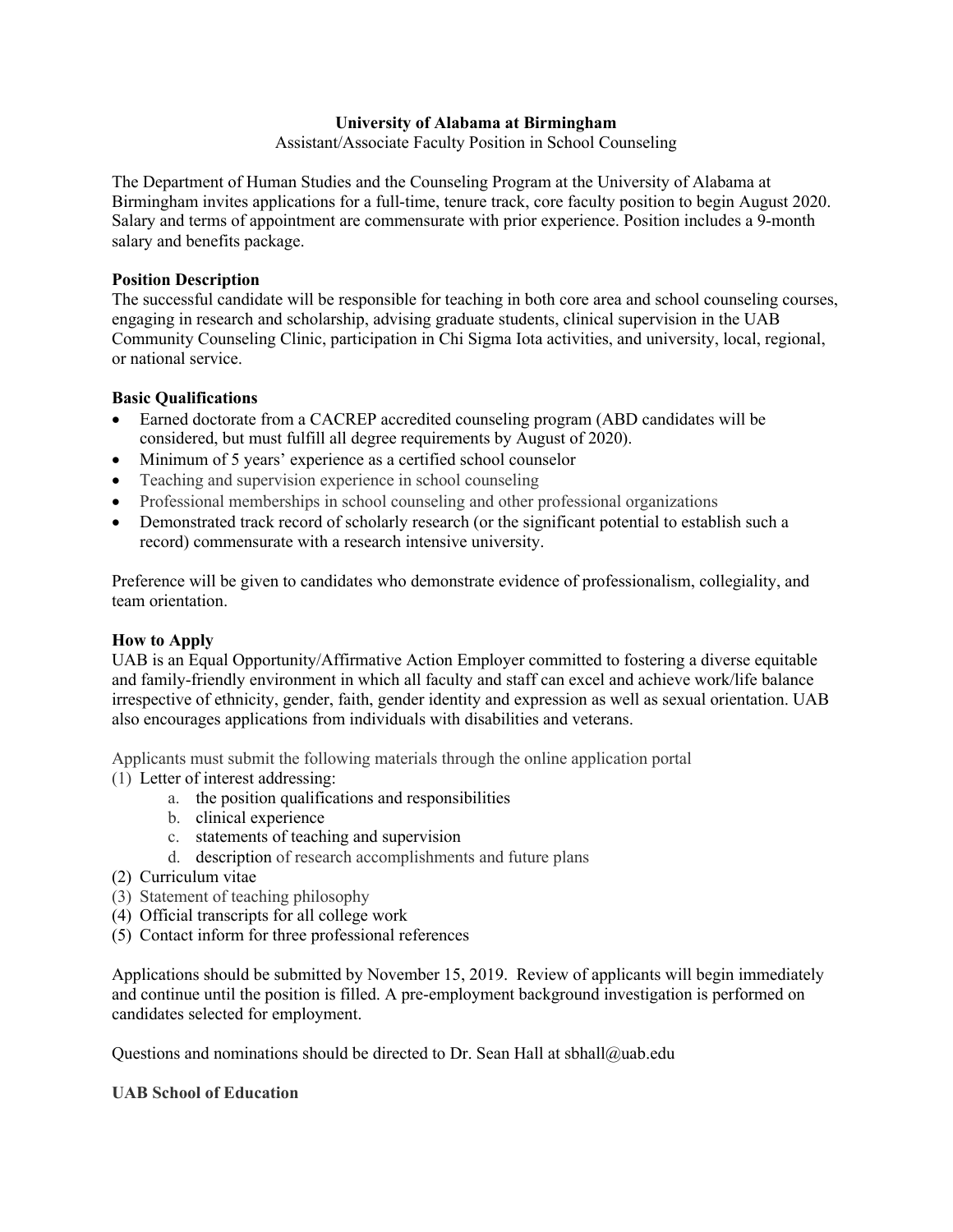**University of Alabama at Birmingham**

Assistant/Associate Faculty Position in School Counseling

The Department of Human Studies and the Counseling Program at the University of Alabama at Birmingham invites applications for a full-time, tenure track, core faculty position to begin August 2020. Salary and terms of appointment are commensurate with prior experience. Position includes a 9-month salary and benefits package.

**Position Description**

The successful candidate will be responsible for teaching in both core area and school counseling courses, engaging in research and scholarship, advising graduate students, clinical supervision in the UAB Community Counseling Clinic, participation in Chi Sigma Iota activities, and university, local, regional, or national service.

**Basic Qualifications**

- Earned doctorate from a CACREP accredited counseling program (ABD candidates will be considered, but must fulfill all degree requirements by August of 2020).
- Minimum of 5 years' experience as a certified school counselor
- Teaching and supervision experience in school counseling
- Professional memberships in school counseling and other professional organizations
- Demonstrated track record of scholarly research (or the significant potential to establish such a record) commensurate with a research intensive university.

Preference will be given to candidates who demonstrate evidence of professionalism, collegiality, and team orientation.

**How to Apply**

UAB is an Equal Opportunity/Affirmative Action Employer committed to fostering a diverse equitable and family-friendly environment in which all faculty and staff can excel and achieve work/life balance irrespective of ethnicity, gender, faith, gender identity and expression as well as sexual orientation. UAB also encourages applications from individuals with disabilities and veterans.

Applicants must submit the following materials through the online application portal

(1) Letter of interest addressing:
   a. the position qualifications and responsibilities
   b. clinical experience
   c. statements of teaching and supervision
   d. description of research accomplishments and future plans
(2) Curriculum vitae
(3) Statement of teaching philosophy
(4) Official transcripts for all college work
(5) Contact inform for three professional references

Applications should be submitted by November 15, 2019. Review of applicants will begin immediately and continue until the position is filled. A pre-employment background investigation is performed on candidates selected for employment.

Questions and nominations should be directed to Dr. Sean Hall at sbhall@uab.edu

**UAB School of Education**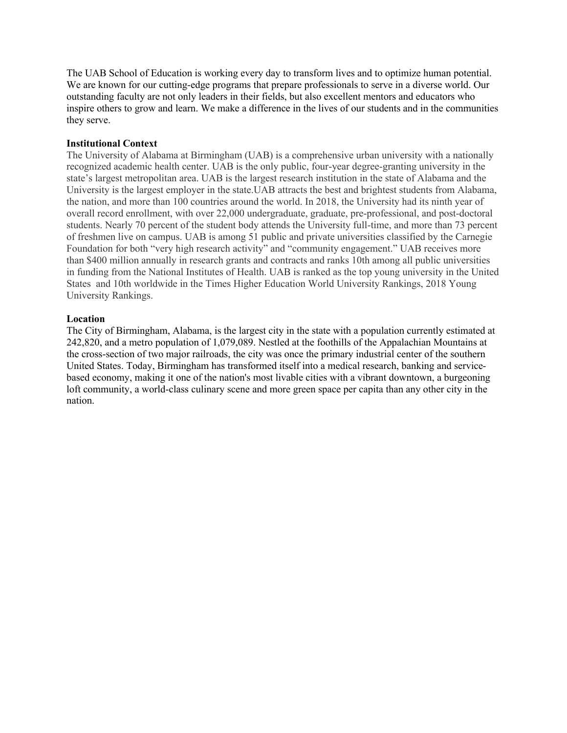The UAB School of Education is working every day to transform lives and to optimize human potential. We are known for our cutting-edge programs that prepare professionals to serve in a diverse world. Our outstanding faculty are not only leaders in their fields, but also excellent mentors and educators who inspire others to grow and learn. We make a difference in the lives of our students and in the communities they serve.

**Institutional Context**

The University of Alabama at Birmingham (UAB) is a comprehensive urban university with a nationally recognized academic health center. UAB is the only public, four-year degree-granting university in the state's largest metropolitan area. UAB is the largest research institution in the state of Alabama and the University is the largest employer in the state.UAB attracts the best and brightest students from Alabama, the nation, and more than 100 countries around the world. In 2018, the University had its ninth year of overall record enrollment, with over 22,000 undergraduate, graduate, pre-professional, and post-doctoral students. Nearly 70 percent of the student body attends the University full-time, and more than 73 percent of freshmen live on campus. UAB is among 51 public and private universities classified by the Carnegie Foundation for both "very high research activity" and "community engagement." UAB receives more than $400 million annually in research grants and contracts and ranks 10th among all public universities in funding from the National Institutes of Health. UAB is ranked as the top young university in the United States and 10th worldwide in the Times Higher Education World University Rankings, 2018 Young University Rankings.

**Location**

The City of Birmingham, Alabama, is the largest city in the state with a population currently estimated at 242,820, and a metro population of 1,079,089. Nestled at the foothills of the Appalachian Mountains at the cross-section of two major railroads, the city was once the primary industrial center of the southern United States. Today, Birmingham has transformed itself into a medical research, banking and service-based economy, making it one of the nation's most livable cities with a vibrant downtown, a burgeoning loft community, a world-class culinary scene and more green space per capita than any other city in the nation.